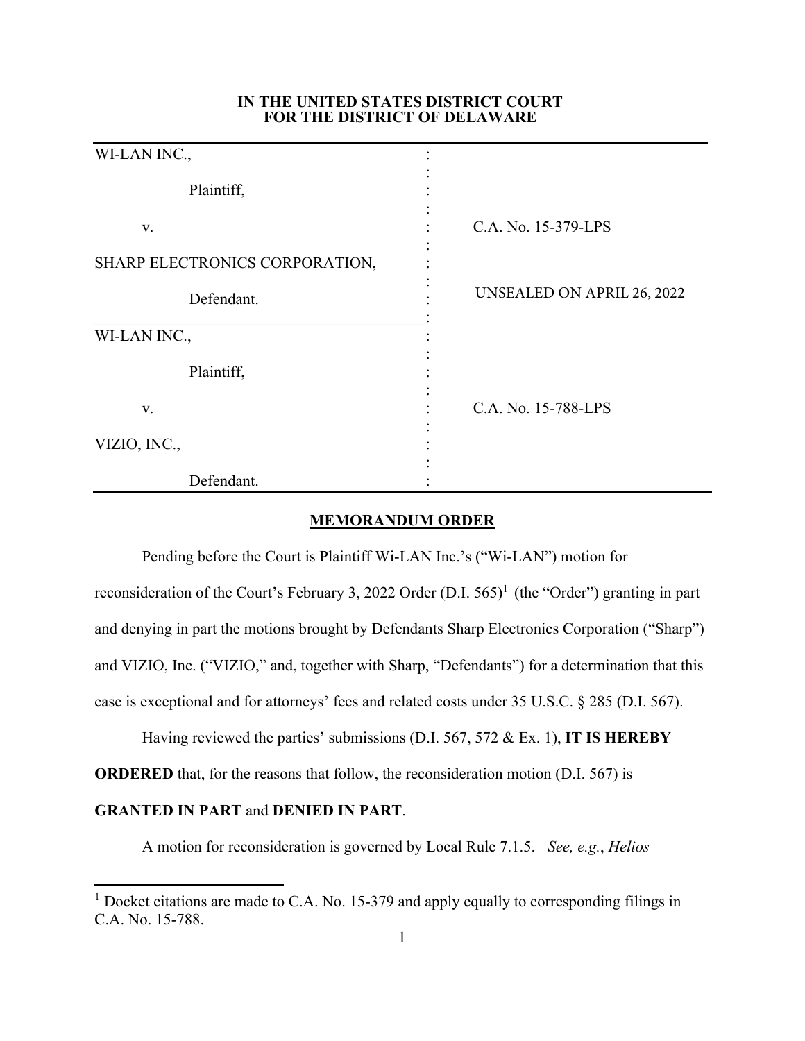**IN THE UNITED STATES DISTRICT COURT**
**FOR THE DISTRICT OF DELAWARE**

| | | |
|---|---|---|
| WI-LAN INC., Plaintiff, v. SHARP ELECTRONICS CORPORATION, Defendant. | : | C.A. No. 15-379-LPS UNSEALED ON APRIL 26, 2022 |
| WI-LAN INC., Plaintiff, v. VIZIO, INC., Defendant. | : | C.A. No. 15-788-LPS |

**MEMORANDUM ORDER**

Pending before the Court is Plaintiff Wi-LAN Inc.'s ("Wi-LAN") motion for reconsideration of the Court's February 3, 2022 Order (D.I. 565)[1] (the "Order") granting in part and denying in part the motions brought by Defendants Sharp Electronics Corporation ("Sharp") and VIZIO, Inc. ("VIZIO," and, together with Sharp, "Defendants") for a determination that this case is exceptional and for attorneys' fees and related costs under 35 U.S.C. § 285 (D.I. 567).

Having reviewed the parties' submissions (D.I. 567, 572 & Ex. 1), **IT IS HEREBY ORDERED** that, for the reasons that follow, the reconsideration motion (D.I. 567) is **GRANTED IN PART** and **DENIED IN PART**.

A motion for reconsideration is governed by Local Rule 7.1.5. *See, e.g.*, *Helios*

[1] Docket citations are made to C.A. No. 15-379 and apply equally to corresponding filings in C.A. No. 15-788.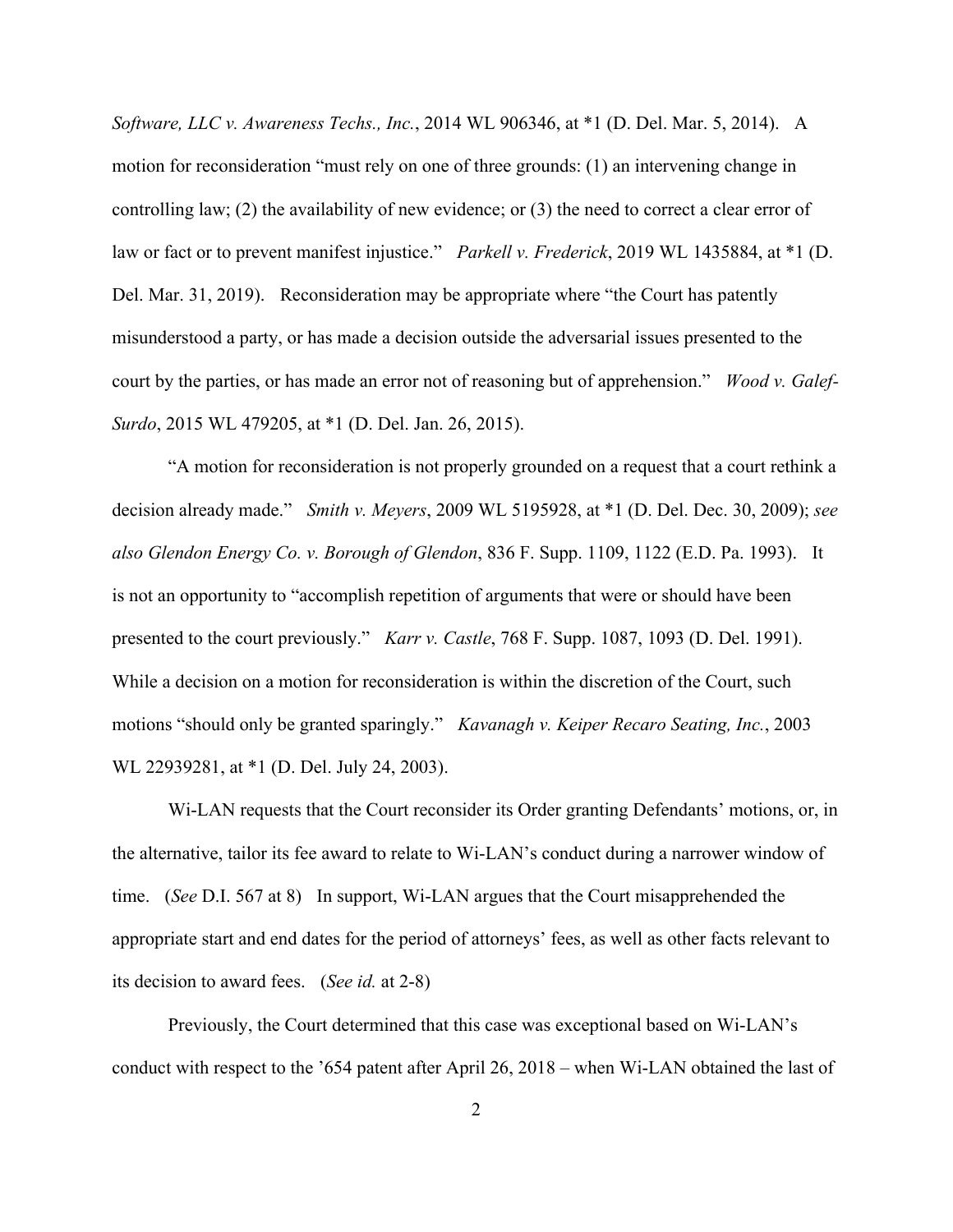*Software, LLC v. Awareness Techs., Inc.*, 2014 WL 906346, at *1 (D. Del. Mar. 5, 2014). A motion for reconsideration "must rely on one of three grounds: (1) an intervening change in controlling law; (2) the availability of new evidence; or (3) the need to correct a clear error of law or fact or to prevent manifest injustice." *Parkell v. Frederick*, 2019 WL 1435884, at *1 (D. Del. Mar. 31, 2019). Reconsideration may be appropriate where "the Court has patently misunderstood a party, or has made a decision outside the adversarial issues presented to the court by the parties, or has made an error not of reasoning but of apprehension." *Wood v. Galef-Surdo*, 2015 WL 479205, at *1 (D. Del. Jan. 26, 2015).

"A motion for reconsideration is not properly grounded on a request that a court rethink a decision already made." *Smith v. Meyers*, 2009 WL 5195928, at *1 (D. Del. Dec. 30, 2009); *see also Glendon Energy Co. v. Borough of Glendon*, 836 F. Supp. 1109, 1122 (E.D. Pa. 1993). It is not an opportunity to "accomplish repetition of arguments that were or should have been presented to the court previously." *Karr v. Castle*, 768 F. Supp. 1087, 1093 (D. Del. 1991). While a decision on a motion for reconsideration is within the discretion of the Court, such motions "should only be granted sparingly." *Kavanagh v. Keiper Recaro Seating, Inc.*, 2003 WL 22939281, at *1 (D. Del. July 24, 2003).

Wi-LAN requests that the Court reconsider its Order granting Defendants' motions, or, in the alternative, tailor its fee award to relate to Wi-LAN's conduct during a narrower window of time. (*See* D.I. 567 at 8) In support, Wi-LAN argues that the Court misapprehended the appropriate start and end dates for the period of attorneys' fees, as well as other facts relevant to its decision to award fees. (*See id.* at 2-8)

Previously, the Court determined that this case was exceptional based on Wi-LAN's conduct with respect to the '654 patent after April 26, 2018 – when Wi-LAN obtained the last of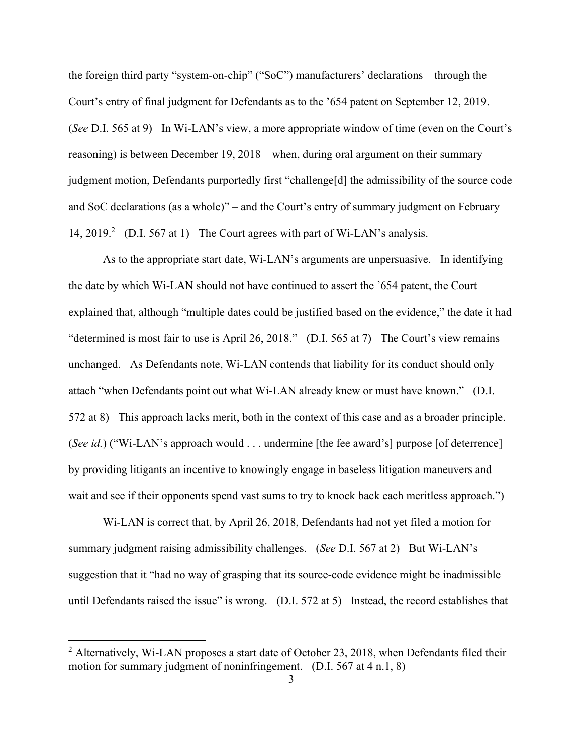the foreign third party "system-on-chip" ("SoC") manufacturers' declarations – through the Court's entry of final judgment for Defendants as to the '654 patent on September 12, 2019. (*See* D.I. 565 at 9) In Wi-LAN's view, a more appropriate window of time (even on the Court's reasoning) is between December 19, 2018 – when, during oral argument on their summary judgment motion, Defendants purportedly first "challenge[d] the admissibility of the source code and SoC declarations (as a whole)" – and the Court's entry of summary judgment on February 14, 2019.[2] (D.I. 567 at 1) The Court agrees with part of Wi-LAN's analysis.

As to the appropriate start date, Wi-LAN's arguments are unpersuasive. In identifying the date by which Wi-LAN should not have continued to assert the '654 patent, the Court explained that, although "multiple dates could be justified based on the evidence," the date it had "determined is most fair to use is April 26, 2018." (D.I. 565 at 7) The Court's view remains unchanged. As Defendants note, Wi-LAN contends that liability for its conduct should only attach "when Defendants point out what Wi-LAN already knew or must have known." (D.I. 572 at 8) This approach lacks merit, both in the context of this case and as a broader principle. (*See id.*) ("Wi-LAN's approach would . . . undermine [the fee award's] purpose [of deterrence] by providing litigants an incentive to knowingly engage in baseless litigation maneuvers and wait and see if their opponents spend vast sums to try to knock back each meritless approach.")

Wi-LAN is correct that, by April 26, 2018, Defendants had not yet filed a motion for summary judgment raising admissibility challenges. (*See* D.I. 567 at 2) But Wi-LAN's suggestion that it "had no way of grasping that its source-code evidence might be inadmissible until Defendants raised the issue" is wrong. (D.I. 572 at 5) Instead, the record establishes that

[2] Alternatively, Wi-LAN proposes a start date of October 23, 2018, when Defendants filed their motion for summary judgment of noninfringement. (D.I. 567 at 4 n.1, 8)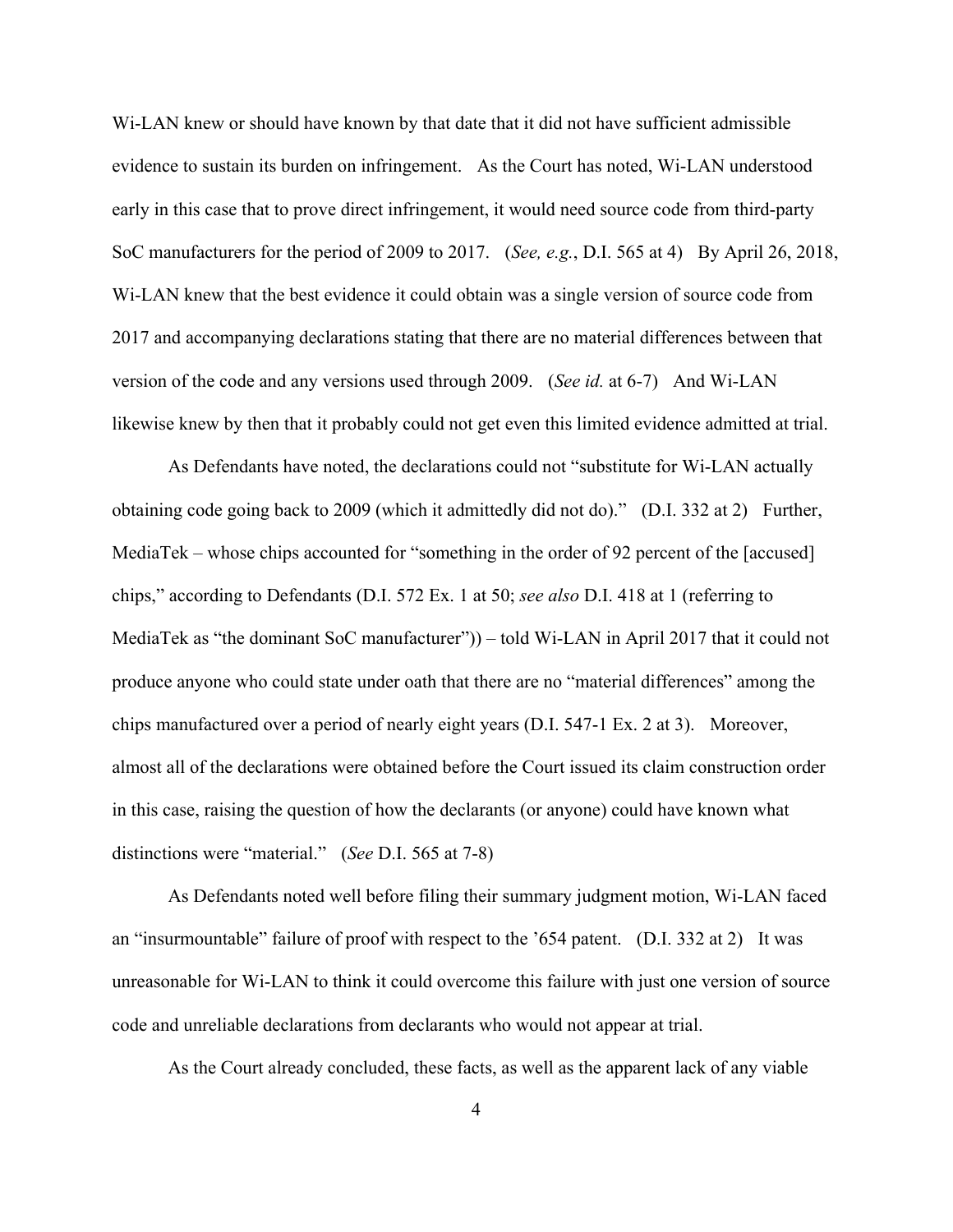Wi-LAN knew or should have known by that date that it did not have sufficient admissible evidence to sustain its burden on infringement. As the Court has noted, Wi-LAN understood early in this case that to prove direct infringement, it would need source code from third-party SoC manufacturers for the period of 2009 to 2017. (*See, e.g.*, D.I. 565 at 4) By April 26, 2018, Wi-LAN knew that the best evidence it could obtain was a single version of source code from 2017 and accompanying declarations stating that there are no material differences between that version of the code and any versions used through 2009. (*See id.* at 6-7) And Wi-LAN likewise knew by then that it probably could not get even this limited evidence admitted at trial.

As Defendants have noted, the declarations could not "substitute for Wi-LAN actually obtaining code going back to 2009 (which it admittedly did not do)." (D.I. 332 at 2) Further, MediaTek – whose chips accounted for "something in the order of 92 percent of the [accused] chips," according to Defendants (D.I. 572 Ex. 1 at 50; *see also* D.I. 418 at 1 (referring to MediaTek as "the dominant SoC manufacturer")) – told Wi-LAN in April 2017 that it could not produce anyone who could state under oath that there are no "material differences" among the chips manufactured over a period of nearly eight years (D.I. 547-1 Ex. 2 at 3). Moreover, almost all of the declarations were obtained before the Court issued its claim construction order in this case, raising the question of how the declarants (or anyone) could have known what distinctions were "material." (*See* D.I. 565 at 7-8)

As Defendants noted well before filing their summary judgment motion, Wi-LAN faced an "insurmountable" failure of proof with respect to the '654 patent. (D.I. 332 at 2) It was unreasonable for Wi-LAN to think it could overcome this failure with just one version of source code and unreliable declarations from declarants who would not appear at trial.

As the Court already concluded, these facts, as well as the apparent lack of any viable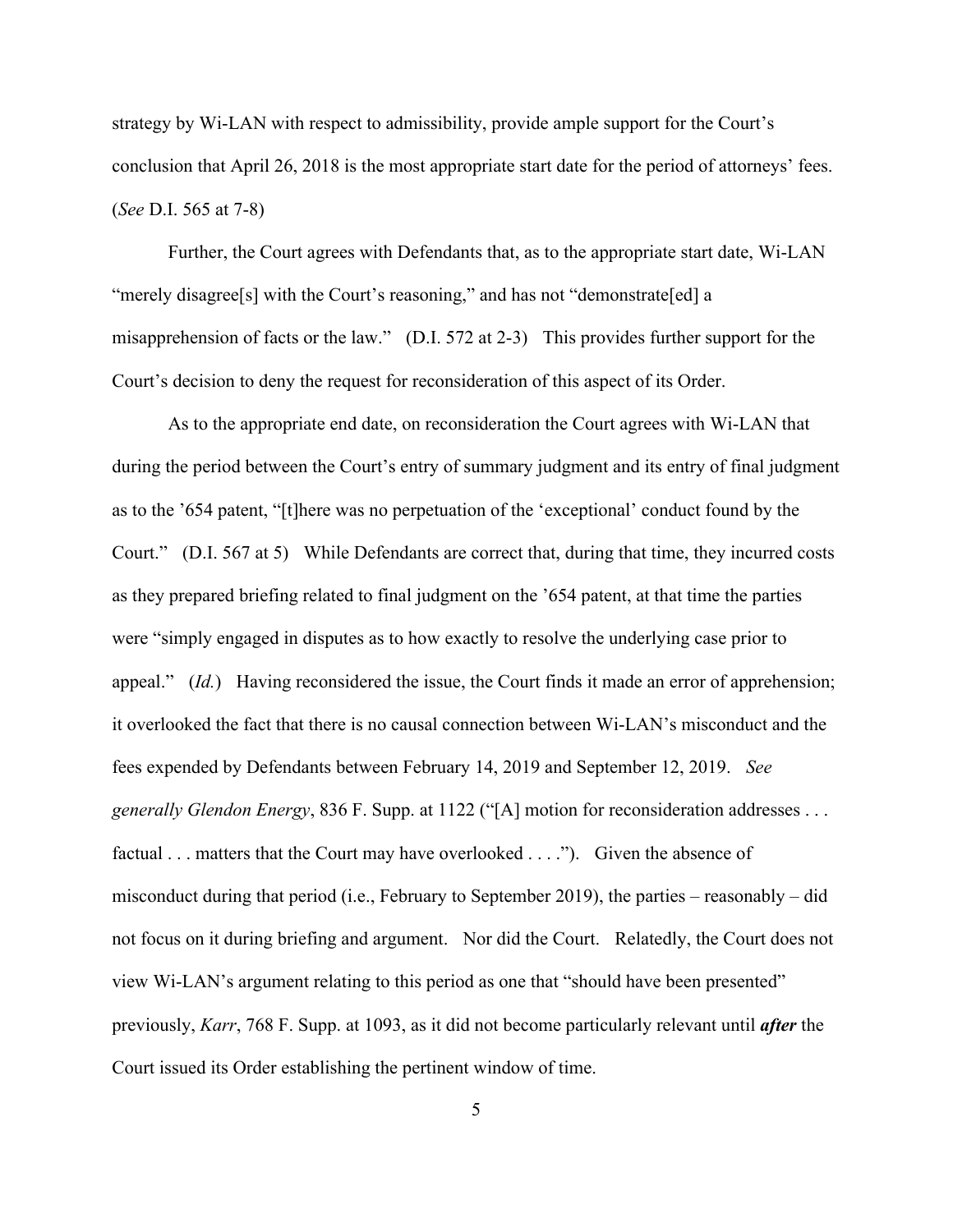strategy by Wi-LAN with respect to admissibility, provide ample support for the Court's conclusion that April 26, 2018 is the most appropriate start date for the period of attorneys' fees. (*See* D.I. 565 at 7-8)

Further, the Court agrees with Defendants that, as to the appropriate start date, Wi-LAN "merely disagree[s] with the Court's reasoning," and has not "demonstrate[ed] a misapprehension of facts or the law." (D.I. 572 at 2-3) This provides further support for the Court's decision to deny the request for reconsideration of this aspect of its Order.

As to the appropriate end date, on reconsideration the Court agrees with Wi-LAN that during the period between the Court's entry of summary judgment and its entry of final judgment as to the '654 patent, "[t]here was no perpetuation of the 'exceptional' conduct found by the Court." (D.I. 567 at 5) While Defendants are correct that, during that time, they incurred costs as they prepared briefing related to final judgment on the '654 patent, at that time the parties were "simply engaged in disputes as to how exactly to resolve the underlying case prior to appeal." (*Id.*) Having reconsidered the issue, the Court finds it made an error of apprehension; it overlooked the fact that there is no causal connection between Wi-LAN's misconduct and the fees expended by Defendants between February 14, 2019 and September 12, 2019. *See generally Glendon Energy*, 836 F. Supp. at 1122 ("[A] motion for reconsideration addresses . . . factual . . . matters that the Court may have overlooked . . . ."). Given the absence of misconduct during that period (i.e., February to September 2019), the parties – reasonably – did not focus on it during briefing and argument. Nor did the Court. Relatedly, the Court does not view Wi-LAN's argument relating to this period as one that "should have been presented" previously, *Karr*, 768 F. Supp. at 1093, as it did not become particularly relevant until ***after*** the Court issued its Order establishing the pertinent window of time.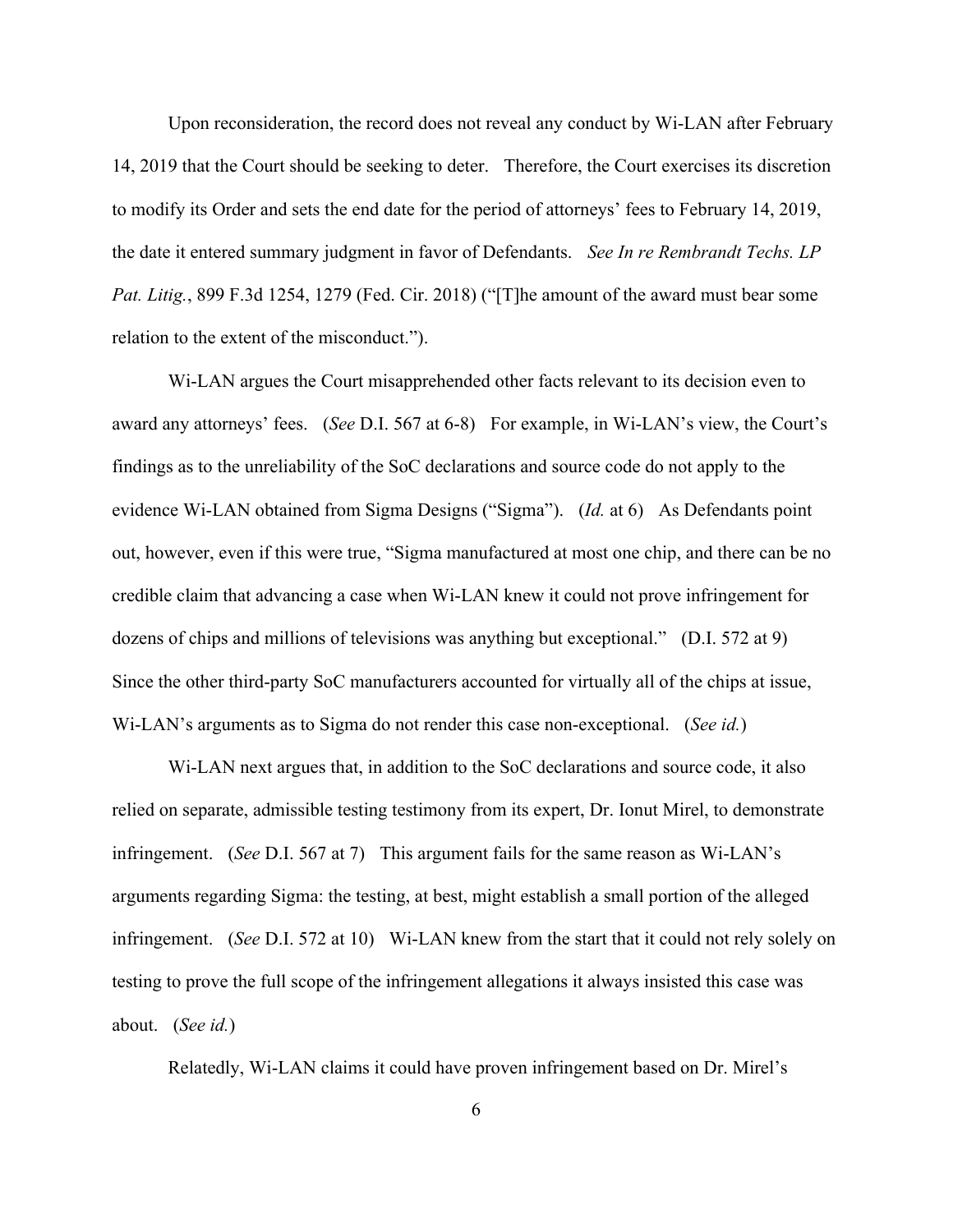Upon reconsideration, the record does not reveal any conduct by Wi-LAN after February 14, 2019 that the Court should be seeking to deter. Therefore, the Court exercises its discretion to modify its Order and sets the end date for the period of attorneys' fees to February 14, 2019, the date it entered summary judgment in favor of Defendants. *See In re Rembrandt Techs. LP Pat. Litig.*, 899 F.3d 1254, 1279 (Fed. Cir. 2018) ("[T]he amount of the award must bear some relation to the extent of the misconduct.").

Wi-LAN argues the Court misapprehended other facts relevant to its decision even to award any attorneys' fees. (*See* D.I. 567 at 6-8) For example, in Wi-LAN's view, the Court's findings as to the unreliability of the SoC declarations and source code do not apply to the evidence Wi-LAN obtained from Sigma Designs ("Sigma"). (*Id.* at 6) As Defendants point out, however, even if this were true, "Sigma manufactured at most one chip, and there can be no credible claim that advancing a case when Wi-LAN knew it could not prove infringement for dozens of chips and millions of televisions was anything but exceptional." (D.I. 572 at 9) Since the other third-party SoC manufacturers accounted for virtually all of the chips at issue, Wi-LAN's arguments as to Sigma do not render this case non-exceptional. (*See id.*)

Wi-LAN next argues that, in addition to the SoC declarations and source code, it also relied on separate, admissible testing testimony from its expert, Dr. Ionut Mirel, to demonstrate infringement. (*See* D.I. 567 at 7) This argument fails for the same reason as Wi-LAN's arguments regarding Sigma: the testing, at best, might establish a small portion of the alleged infringement. (*See* D.I. 572 at 10) Wi-LAN knew from the start that it could not rely solely on testing to prove the full scope of the infringement allegations it always insisted this case was about. (*See id.*)

Relatedly, Wi-LAN claims it could have proven infringement based on Dr. Mirel's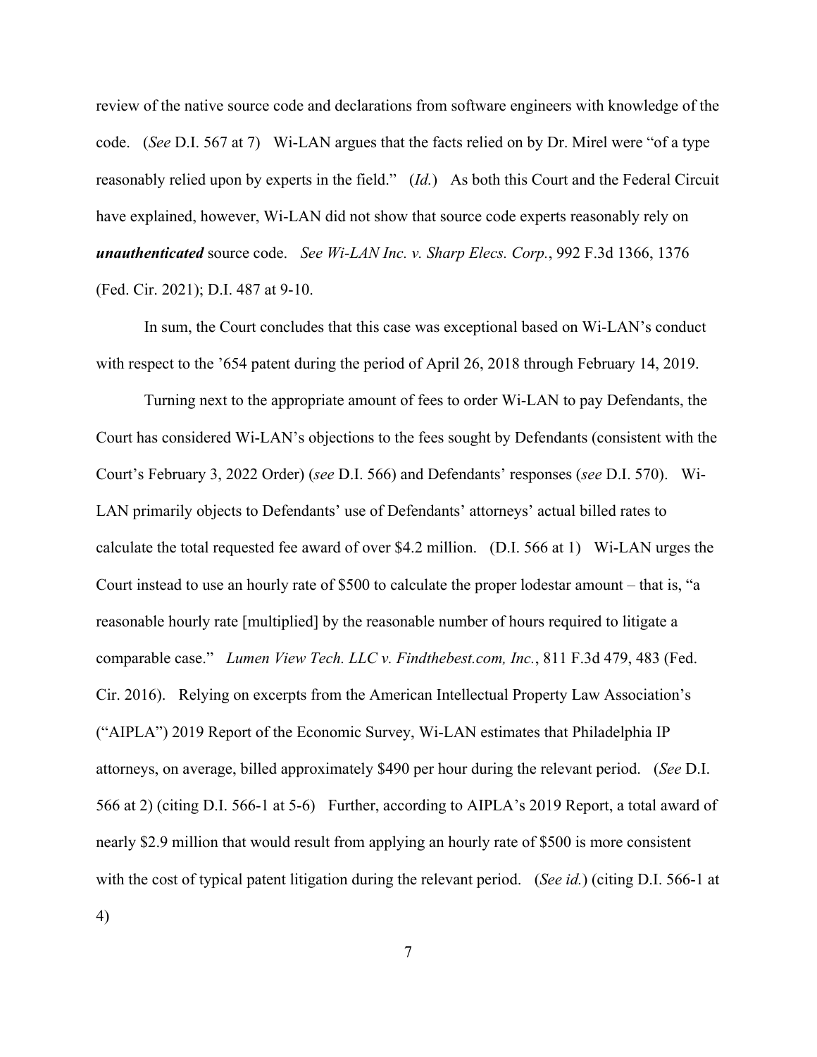review of the native source code and declarations from software engineers with knowledge of the code. (*See* D.I. 567 at 7) Wi-LAN argues that the facts relied on by Dr. Mirel were "of a type reasonably relied upon by experts in the field." (*Id.*) As both this Court and the Federal Circuit have explained, however, Wi-LAN did not show that source code experts reasonably rely on ***unauthenticated*** source code. *See Wi-LAN Inc. v. Sharp Elecs. Corp.*, 992 F.3d 1366, 1376 (Fed. Cir. 2021); D.I. 487 at 9-10.

In sum, the Court concludes that this case was exceptional based on Wi-LAN's conduct with respect to the '654 patent during the period of April 26, 2018 through February 14, 2019.

Turning next to the appropriate amount of fees to order Wi-LAN to pay Defendants, the Court has considered Wi-LAN's objections to the fees sought by Defendants (consistent with the Court's February 3, 2022 Order) (*see* D.I. 566) and Defendants' responses (*see* D.I. 570). Wi-LAN primarily objects to Defendants' use of Defendants' attorneys' actual billed rates to calculate the total requested fee award of over $4.2 million. (D.I. 566 at 1) Wi-LAN urges the Court instead to use an hourly rate of $500 to calculate the proper lodestar amount – that is, "a reasonable hourly rate [multiplied] by the reasonable number of hours required to litigate a comparable case." *Lumen View Tech. LLC v. Findthebest.com, Inc.*, 811 F.3d 479, 483 (Fed. Cir. 2016). Relying on excerpts from the American Intellectual Property Law Association's ("AIPLA") 2019 Report of the Economic Survey, Wi-LAN estimates that Philadelphia IP attorneys, on average, billed approximately $490 per hour during the relevant period. (*See* D.I. 566 at 2) (citing D.I. 566-1 at 5-6) Further, according to AIPLA's 2019 Report, a total award of nearly $2.9 million that would result from applying an hourly rate of $500 is more consistent with the cost of typical patent litigation during the relevant period. (*See id.*) (citing D.I. 566-1 at 4)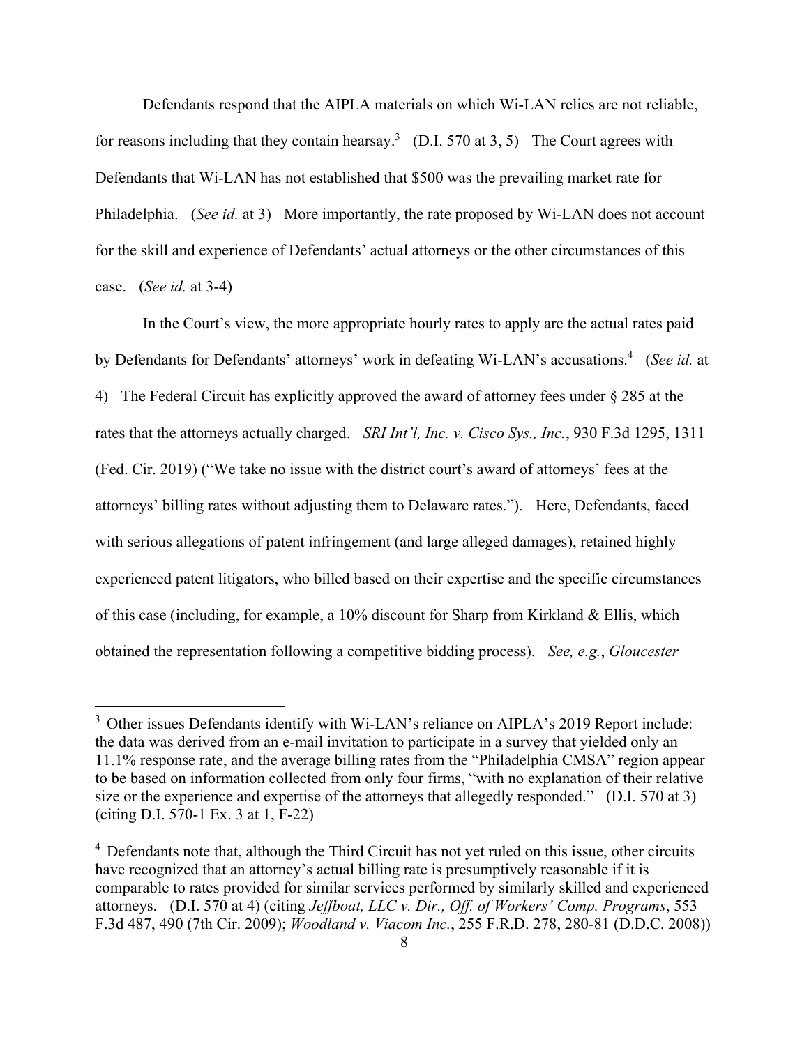Defendants respond that the AIPLA materials on which Wi-LAN relies are not reliable, for reasons including that they contain hearsay.[3] (D.I. 570 at 3, 5) The Court agrees with Defendants that Wi-LAN has not established that $500 was the prevailing market rate for Philadelphia. (*See id.* at 3) More importantly, the rate proposed by Wi-LAN does not account for the skill and experience of Defendants' actual attorneys or the other circumstances of this case. (*See id.* at 3-4)

In the Court's view, the more appropriate hourly rates to apply are the actual rates paid by Defendants for Defendants' attorneys' work in defeating Wi-LAN's accusations.[4] (*See id.* at 4) The Federal Circuit has explicitly approved the award of attorney fees under § 285 at the rates that the attorneys actually charged. *SRI Int'l, Inc. v. Cisco Sys., Inc.*, 930 F.3d 1295, 1311 (Fed. Cir. 2019) ("We take no issue with the district court's award of attorneys' fees at the attorneys' billing rates without adjusting them to Delaware rates."). Here, Defendants, faced with serious allegations of patent infringement (and large alleged damages), retained highly experienced patent litigators, who billed based on their expertise and the specific circumstances of this case (including, for example, a 10% discount for Sharp from Kirkland & Ellis, which obtained the representation following a competitive bidding process). *See, e.g.*, *Gloucester*

---

[3] Other issues Defendants identify with Wi-LAN's reliance on AIPLA's 2019 Report include: the data was derived from an e-mail invitation to participate in a survey that yielded only an 11.1% response rate, and the average billing rates from the "Philadelphia CMSA" region appear to be based on information collected from only four firms, "with no explanation of their relative size or the experience and expertise of the attorneys that allegedly responded." (D.I. 570 at 3) (citing D.I. 570-1 Ex. 3 at 1, F-22)

[4] Defendants note that, although the Third Circuit has not yet ruled on this issue, other circuits have recognized that an attorney's actual billing rate is presumptively reasonable if it is comparable to rates provided for similar services performed by similarly skilled and experienced attorneys. (D.I. 570 at 4) (citing *Jeffboat, LLC v. Dir., Off. of Workers' Comp. Programs*, 553 F.3d 487, 490 (7th Cir. 2009); *Woodland v. Viacom Inc.*, 255 F.R.D. 278, 280-81 (D.D.C. 2008))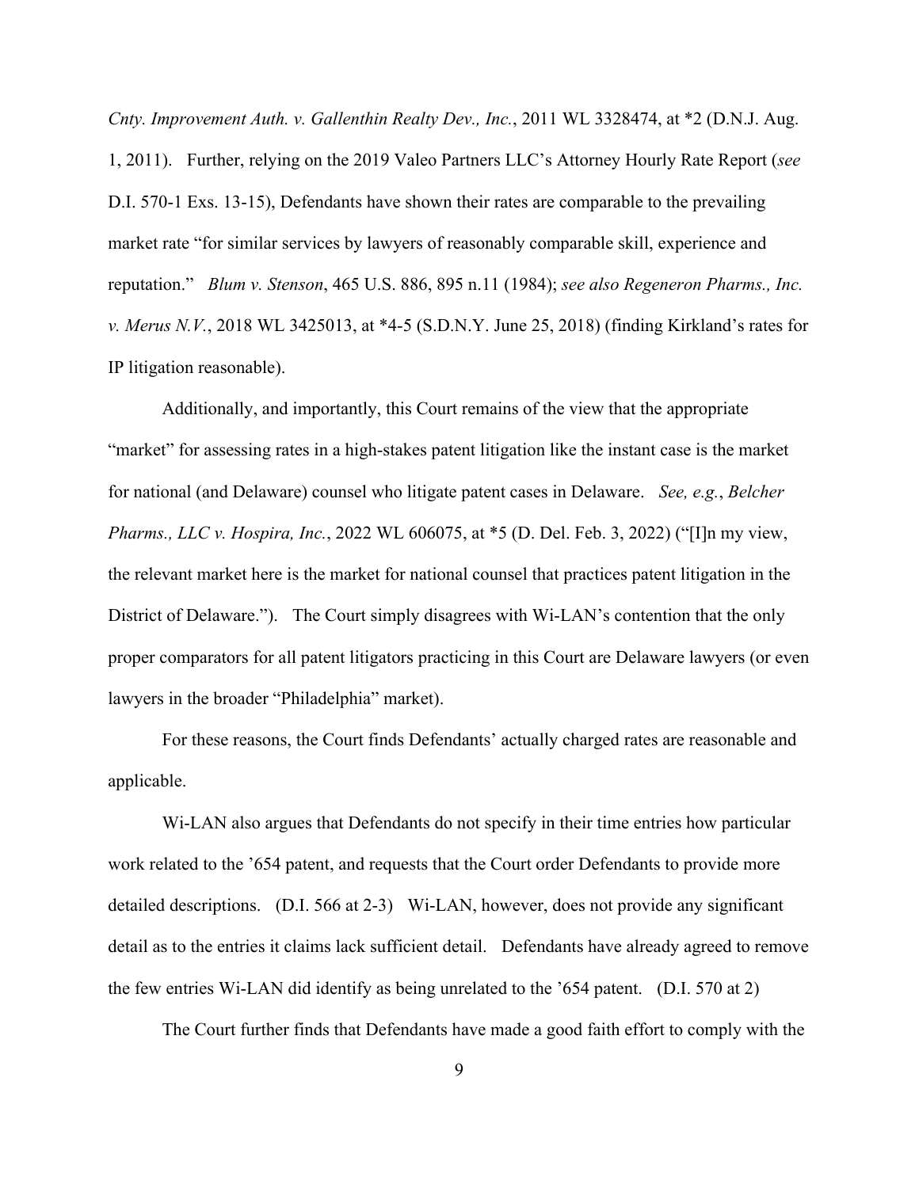*Cnty. Improvement Auth. v. Gallenthin Realty Dev., Inc.*, 2011 WL 3328474, at *2 (D.N.J. Aug. 1, 2011). Further, relying on the 2019 Valeo Partners LLC's Attorney Hourly Rate Report (*see* D.I. 570-1 Exs. 13-15), Defendants have shown their rates are comparable to the prevailing market rate "for similar services by lawyers of reasonably comparable skill, experience and reputation." *Blum v. Stenson*, 465 U.S. 886, 895 n.11 (1984); *see also Regeneron Pharms., Inc. v. Merus N.V.*, 2018 WL 3425013, at *4-5 (S.D.N.Y. June 25, 2018) (finding Kirkland's rates for IP litigation reasonable).

Additionally, and importantly, this Court remains of the view that the appropriate "market" for assessing rates in a high-stakes patent litigation like the instant case is the market for national (and Delaware) counsel who litigate patent cases in Delaware. *See, e.g.*, *Belcher Pharms., LLC v. Hospira, Inc.*, 2022 WL 606075, at *5 (D. Del. Feb. 3, 2022) ("[I]n my view, the relevant market here is the market for national counsel that practices patent litigation in the District of Delaware."). The Court simply disagrees with Wi-LAN's contention that the only proper comparators for all patent litigators practicing in this Court are Delaware lawyers (or even lawyers in the broader "Philadelphia" market).

For these reasons, the Court finds Defendants' actually charged rates are reasonable and applicable.

Wi-LAN also argues that Defendants do not specify in their time entries how particular work related to the '654 patent, and requests that the Court order Defendants to provide more detailed descriptions. (D.I. 566 at 2-3) Wi-LAN, however, does not provide any significant detail as to the entries it claims lack sufficient detail. Defendants have already agreed to remove the few entries Wi-LAN did identify as being unrelated to the '654 patent. (D.I. 570 at 2)

The Court further finds that Defendants have made a good faith effort to comply with the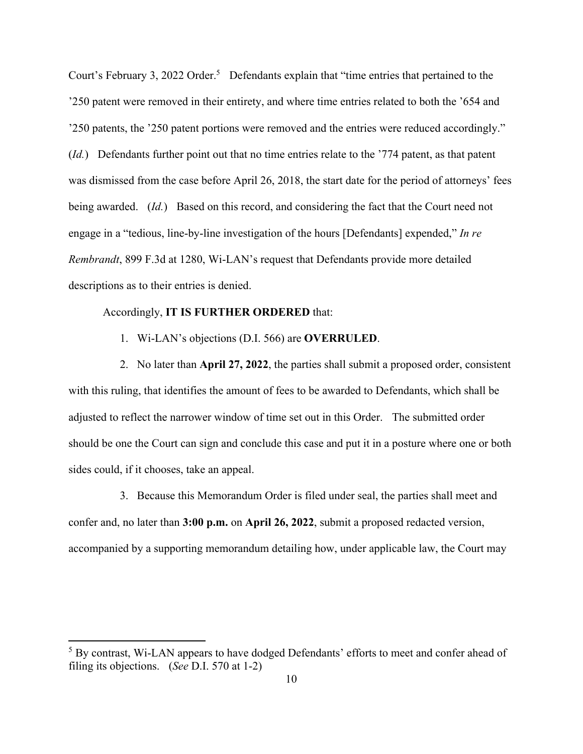Court's February 3, 2022 Order.[5] Defendants explain that "time entries that pertained to the '250 patent were removed in their entirety, and where time entries related to both the '654 and '250 patents, the '250 patent portions were removed and the entries were reduced accordingly." (*Id.*) Defendants further point out that no time entries relate to the '774 patent, as that patent was dismissed from the case before April 26, 2018, the start date for the period of attorneys' fees being awarded. (*Id.*) Based on this record, and considering the fact that the Court need not engage in a "tedious, line-by-line investigation of the hours [Defendants] expended," *In re Rembrandt*, 899 F.3d at 1280, Wi-LAN's request that Defendants provide more detailed descriptions as to their entries is denied.

Accordingly, **IT IS FURTHER ORDERED** that:

1. Wi-LAN's objections (D.I. 566) are **OVERRULED**.

2. No later than **April 27, 2022**, the parties shall submit a proposed order, consistent with this ruling, that identifies the amount of fees to be awarded to Defendants, which shall be adjusted to reflect the narrower window of time set out in this Order. The submitted order should be one the Court can sign and conclude this case and put it in a posture where one or both sides could, if it chooses, take an appeal.

3. Because this Memorandum Order is filed under seal, the parties shall meet and confer and, no later than **3:00 p.m.** on **April 26, 2022**, submit a proposed redacted version, accompanied by a supporting memorandum detailing how, under applicable law, the Court may

[5] By contrast, Wi-LAN appears to have dodged Defendants' efforts to meet and confer ahead of filing its objections. (*See* D.I. 570 at 1-2)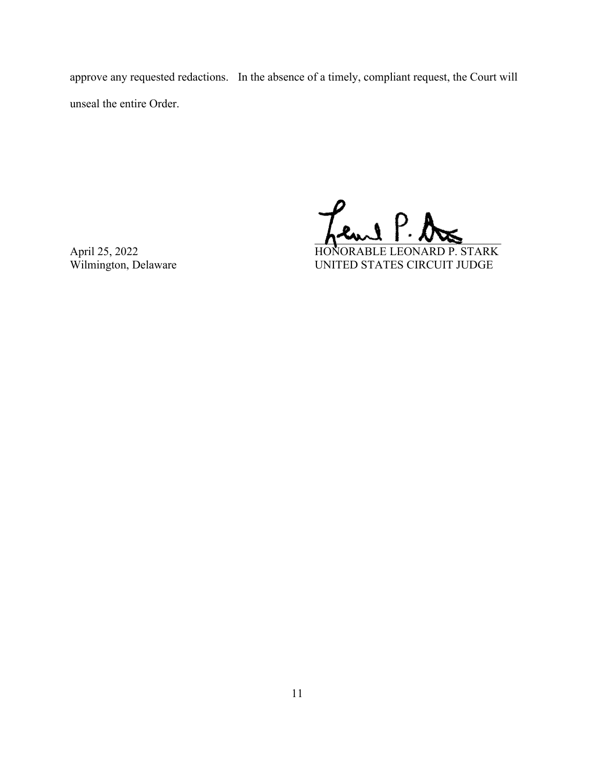approve any requested redactions. In the absence of a timely, compliant request, the Court will unseal the entire Order.

April 25, 2022
Wilmington, Delaware

HONORABLE LEONARD P. STARK
UNITED STATES CIRCUIT JUDGE